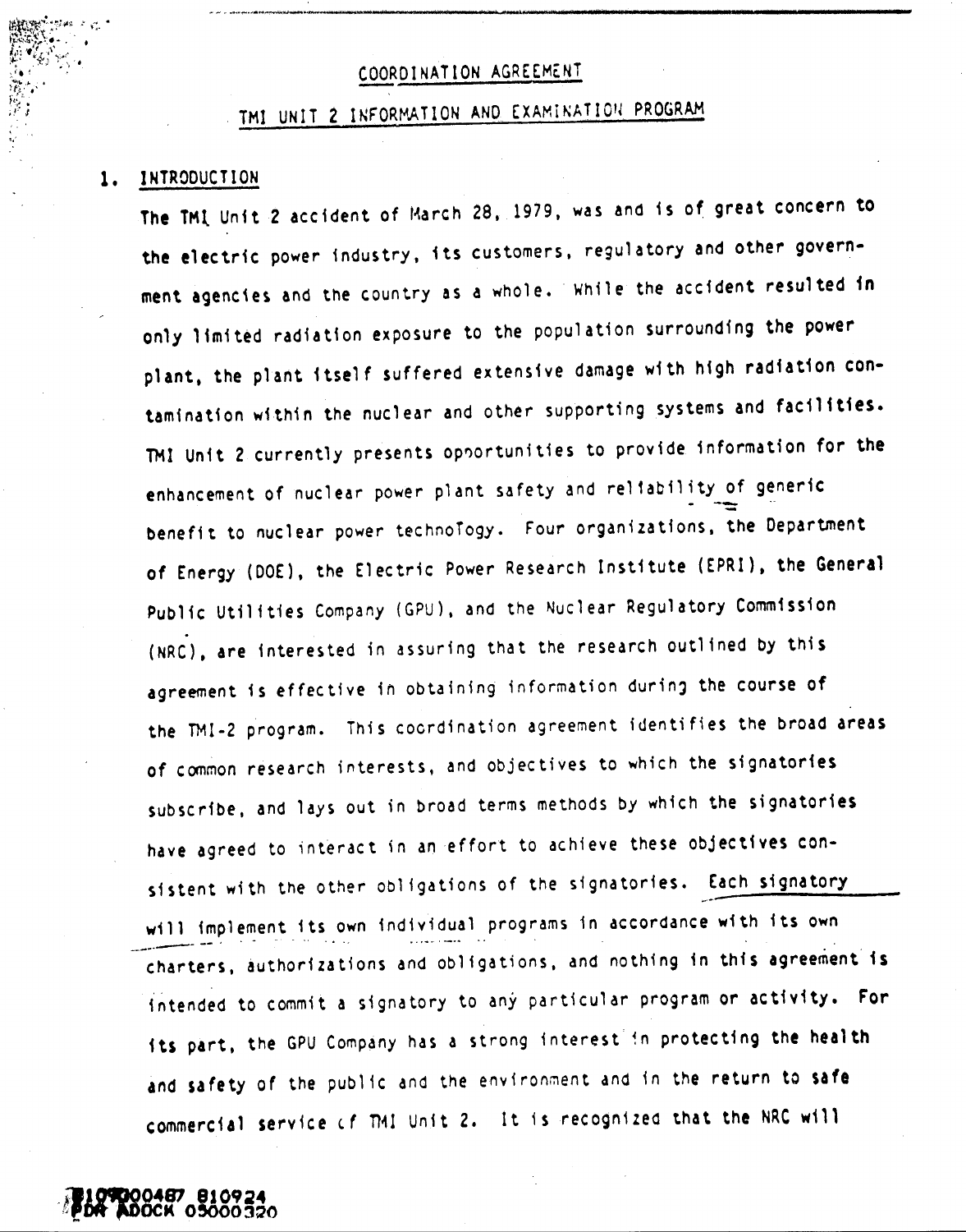COORDINATION AGREEMENT

TMI UNIT 2 INFORMATION AND EXAMINATION PROGRAM

## 1. INTRODUCTION

The TMI Unit 2 accident of March 28, 1979, was and is of great concern to the electric power industry, its customers, regulatory and other government agencies and the country as a whole. While the accident resulted in only limited radiation exposure to the population surrounding the power plant, the plant itself suffered extensive damage with high radiation contamination within the nuclear and other supporting systems and facilities. TMI Unit 2 currently presents opportunities to provide information for the enhancement of nuclear power plant safety and reliability of generic benefit to nuclear power technology. Four organizations, the Department of Energy (DOE), the Electric Power Research Institute (EPRI), the General Public Utilities Company (GPU), and the Nuclear Regulatory Commission (NRC), are interested in assuring that the research outlined by this agreement is effective in obtaining information during the course of the TMI-2 program. This coordination agreement identifies the broad areas of common research interests, and objectives to which the signatories subscribe, and lays out in broad terms methods by which the signatories have agreed to interact in an effort to achieve these objectives consistent with the other obligations of the signatories. Each signatory will implement its own individual programs in accordance with its own charters, authorizations and obligations, and nothing in this agreement is intended to commit a signatory to any particular program or activity. For its part, the GPU Company has a strong interest in protecting the health and safety of the public and the environment and in the return to safe commercial service of TMI Unit 2. It is recognized that the NRC will

8109000487 810924
PDR ADOCK 05000320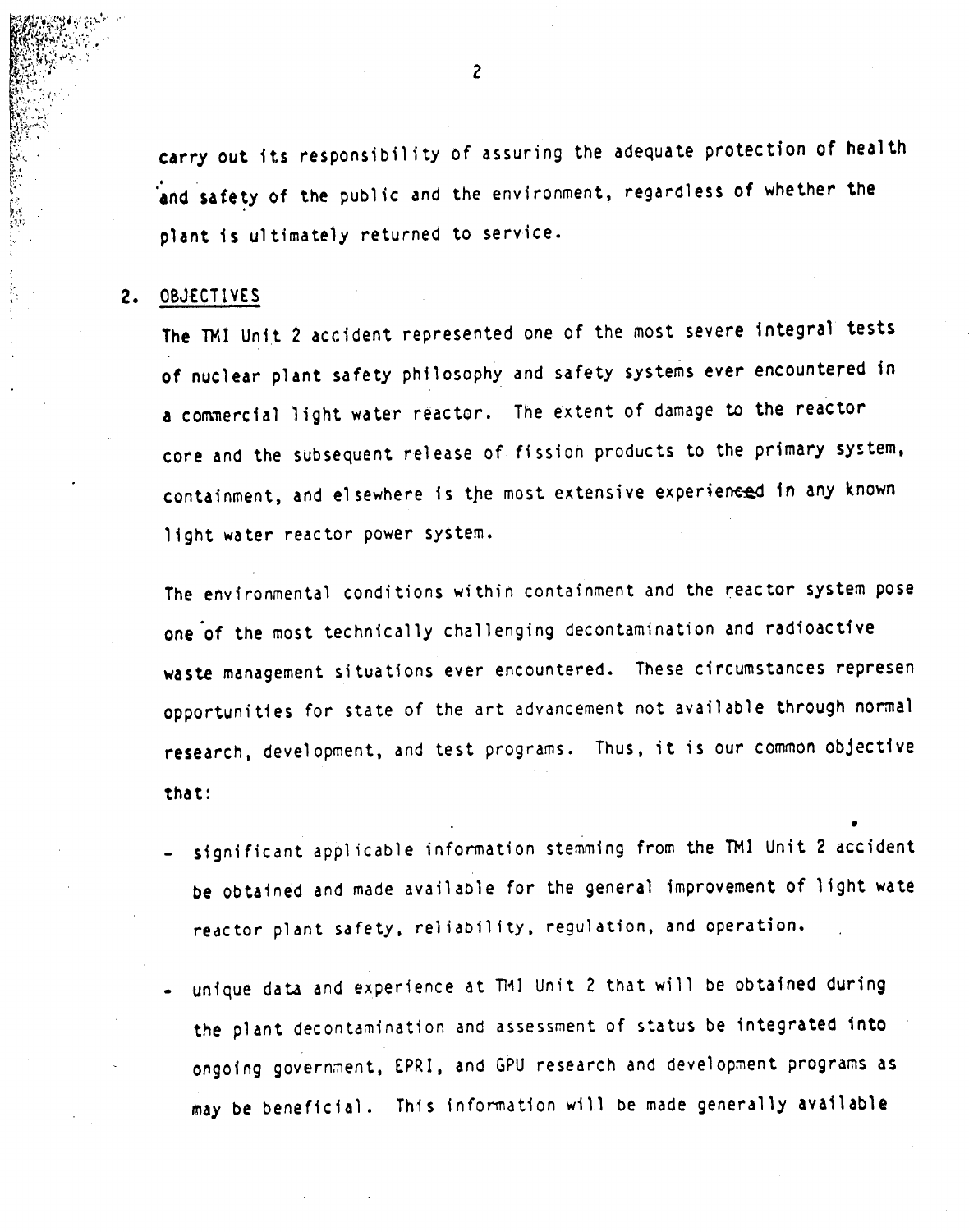carry out its responsibility of assuring the adequate protection of health and safety of the public and the environment, regardless of whether the plant is ultimately returned to service.

## 2. OBJECTIVES

The TMI Unit 2 accident represented one of the most severe integral tests of nuclear plant safety philosophy and safety systems ever encountered in a commercial light water reactor. The extent of damage to the reactor core and the subsequent release of fission products to the primary system, containment, and elsewhere is the most extensive experienced in any known light water reactor power system.

The environmental conditions within containment and the reactor system pose one of the most technically challenging decontamination and radioactive waste management situations ever encountered. These circumstances represen opportunities for state of the art advancement not available through normal research, development, and test programs. Thus, it is our common objective that:

- significant applicable information stemming from the TMI Unit 2 accident be obtained and made available for the general improvement of light wate reactor plant safety, reliability, regulation, and operation.

- unique data and experience at TMI Unit 2 that will be obtained during the plant decontamination and assessment of status be integrated into ongoing government, EPRI, and GPU research and development programs as may be beneficial. This information will be made generally available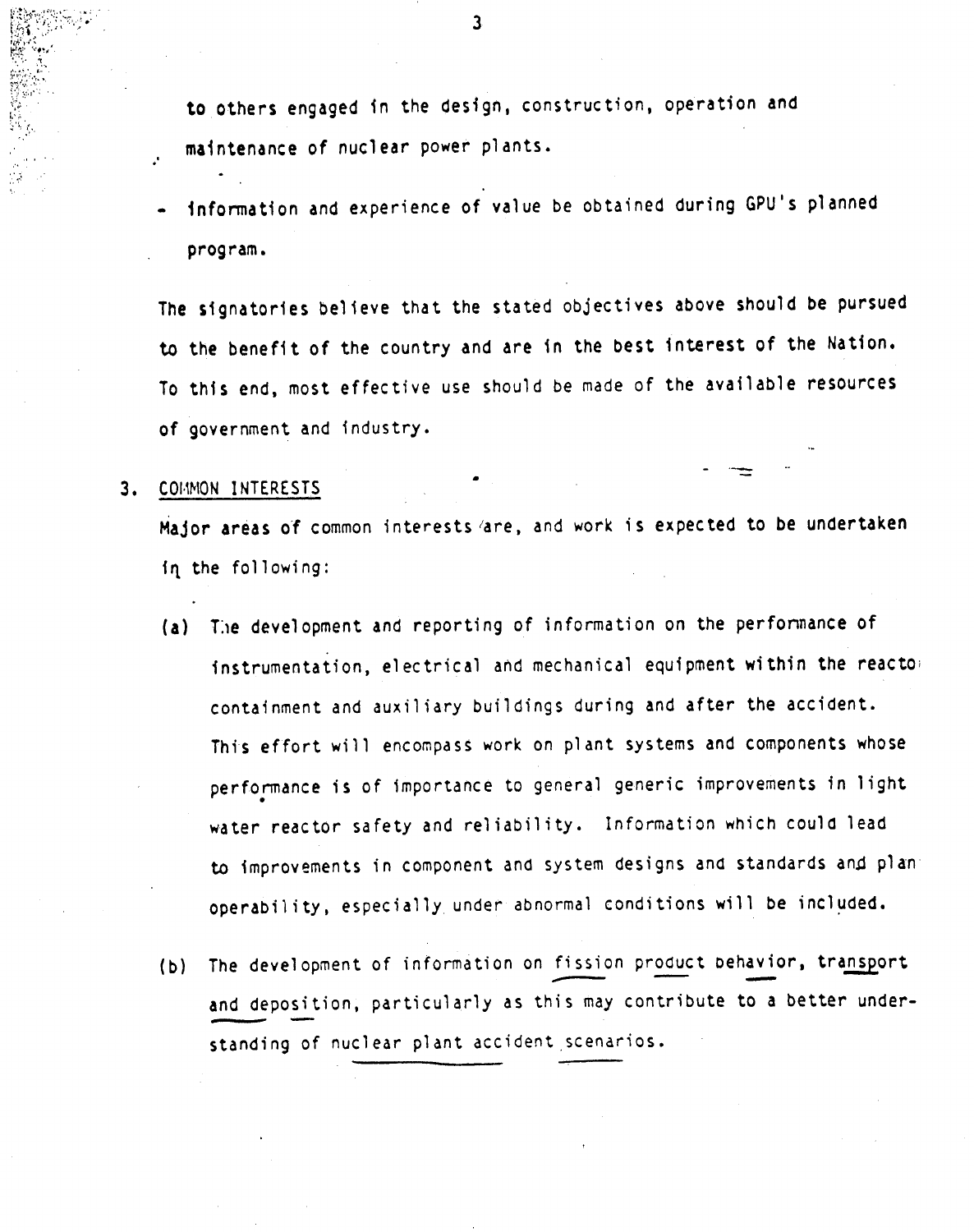to others engaged in the design, construction, operation and maintenance of nuclear power plants.

- information and experience of value be obtained during GPU's planned program.

The signatories believe that the stated objectives above should be pursued to the benefit of the country and are in the best interest of the Nation. To this end, most effective use should be made of the available resources of government and industry.

3. COMMON INTERESTS

Major areas of common interests are, and work is expected to be undertaken in the following:

(a) The development and reporting of information on the performance of instrumentation, electrical and mechanical equipment within the reactor containment and auxiliary buildings during and after the accident. This effort will encompass work on plant systems and components whose performance is of importance to general generic improvements in light water reactor safety and reliability. Information which could lead to improvements in component and system designs and standards and plant operability, especially under abnormal conditions will be included.

(b) The development of information on fission product behavior, transport and deposition, particularly as this may contribute to a better understanding of nuclear plant accident scenarios.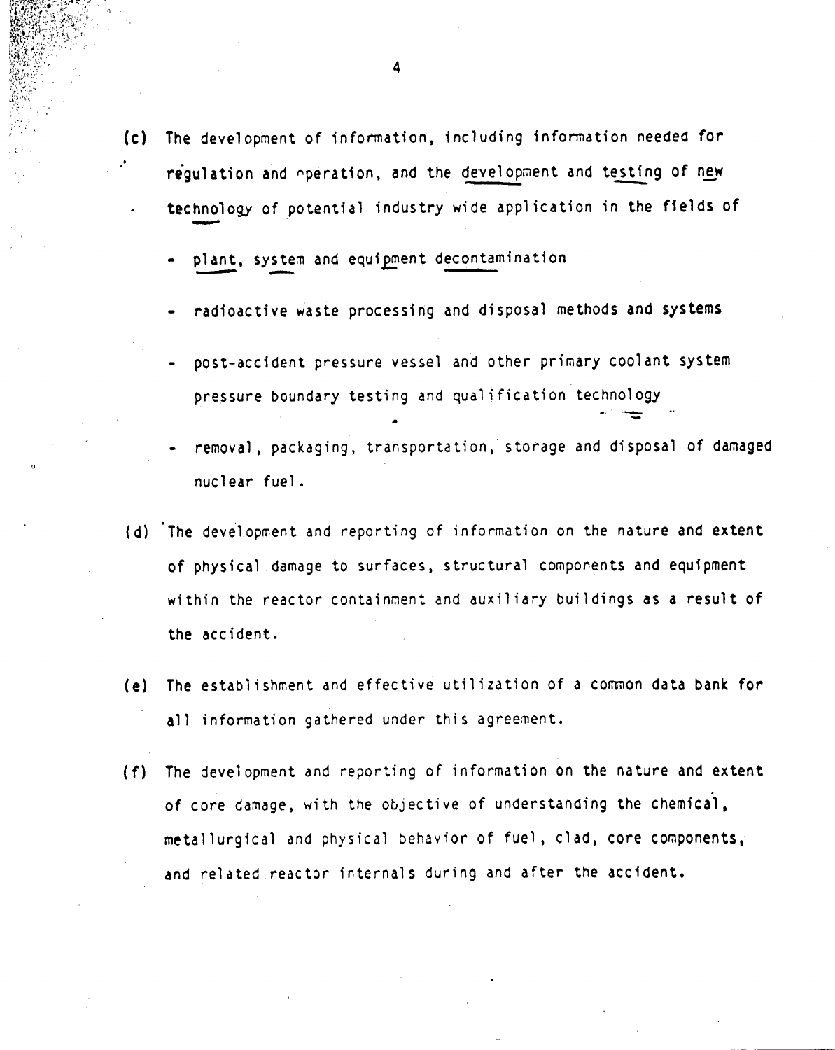(c) The development of information, including information needed for regulation and operation, and the development and testing of new technology of potential industry wide application in the fields of

- plant, system and equipment decontamination
- radioactive waste processing and disposal methods and systems
- post-accident pressure vessel and other primary coolant system pressure boundary testing and qualification technology
- removal, packaging, transportation, storage and disposal of damaged nuclear fuel.

(d) The development and reporting of information on the nature and extent of physical damage to surfaces, structural components and equipment within the reactor containment and auxiliary buildings as a result of the accident.

(e) The establishment and effective utilization of a common data bank for all information gathered under this agreement.

(f) The development and reporting of information on the nature and extent of core damage, with the objective of understanding the chemical, metallurgical and physical behavior of fuel, clad, core components, and related reactor internals during and after the accident.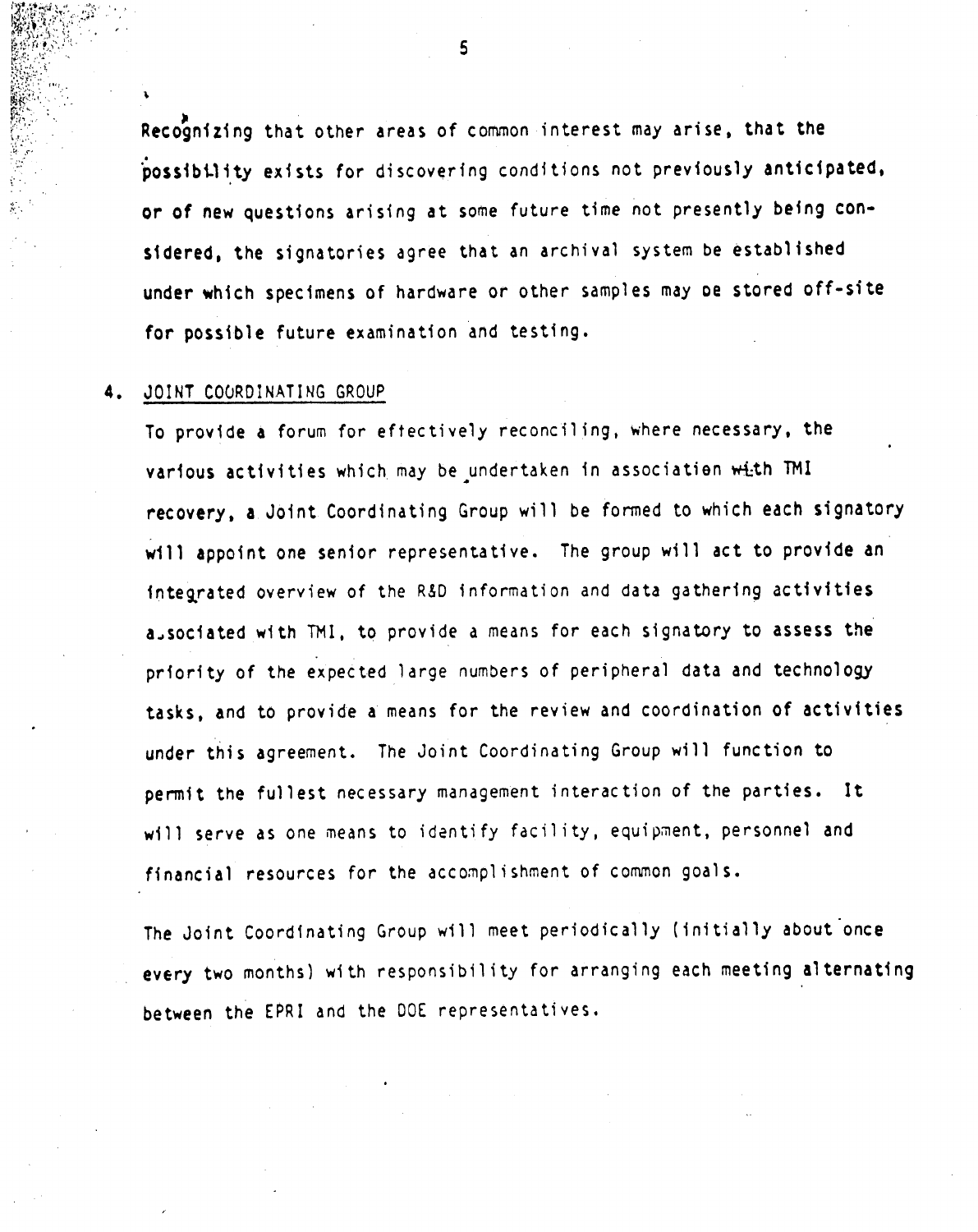Recognizing that other areas of common interest may arise, that the possibility exists for discovering conditions not previously anticipated, or of new questions arising at some future time not presently being considered, the signatories agree that an archival system be established under which specimens of hardware or other samples may be stored off-site for possible future examination and testing.

4. JOINT COORDINATING GROUP

To provide a forum for effectively reconciling, where necessary, the various activities which may be undertaken in association with TMI recovery, a Joint Coordinating Group will be formed to which each signatory will appoint one senior representative. The group will act to provide an integrated overview of the R&D information and data gathering activities associated with TMI, to provide a means for each signatory to assess the priority of the expected large numbers of peripheral data and technology tasks, and to provide a means for the review and coordination of activities under this agreement. The Joint Coordinating Group will function to permit the fullest necessary management interaction of the parties. It will serve as one means to identify facility, equipment, personnel and financial resources for the accomplishment of common goals.

The Joint Coordinating Group will meet periodically (initially about once every two months) with responsibility for arranging each meeting alternating between the EPRI and the DOE representatives.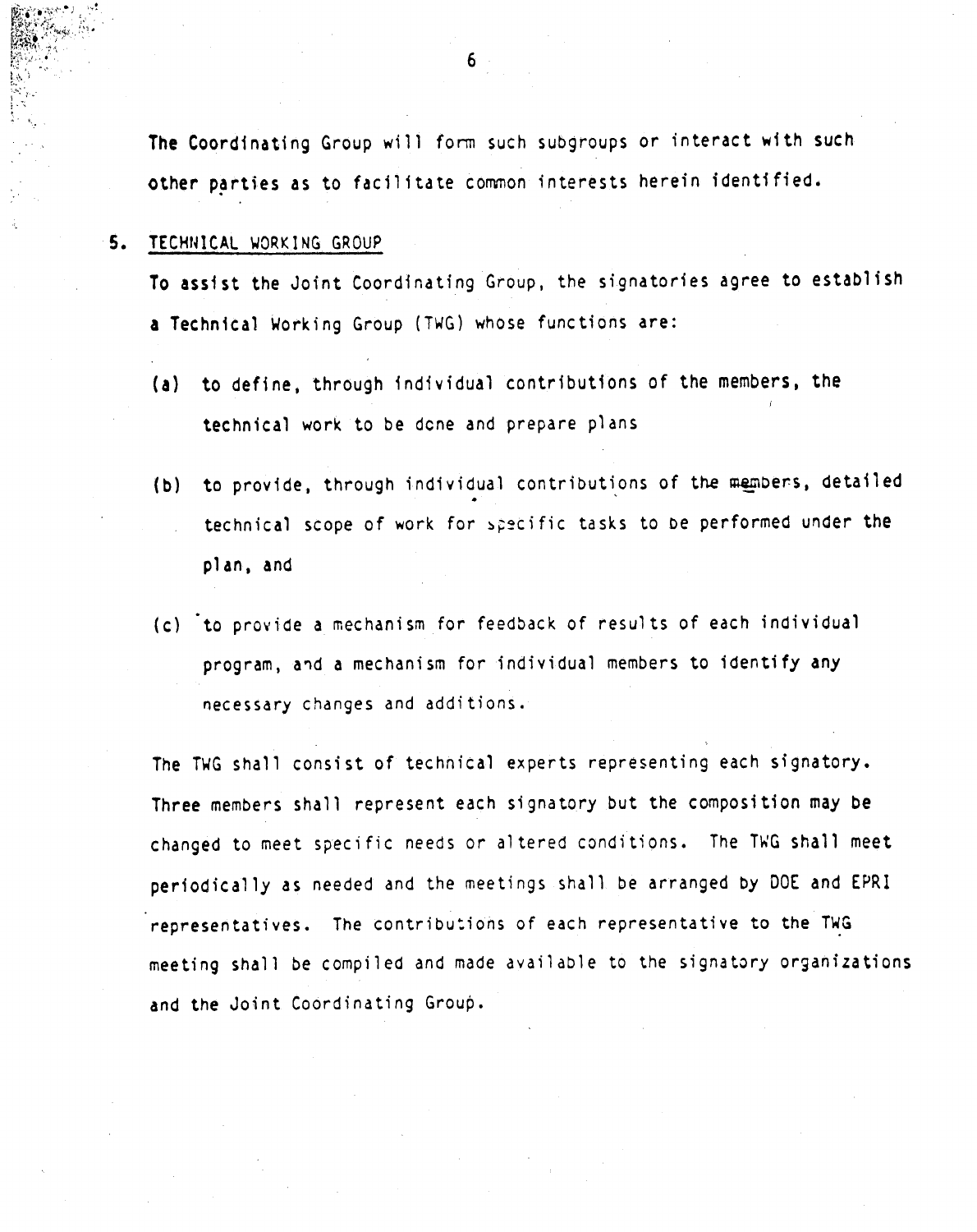The Coordinating Group will form such subgroups or interact with such other parties as to facilitate common interests herein identified.

## 5. TECHNICAL WORKING GROUP

To assist the Joint Coordinating Group, the signatories agree to establish a Technical Working Group (TWG) whose functions are:

(a) to define, through individual contributions of the members, the technical work to be done and prepare plans

(b) to provide, through individual contributions of the members, detailed technical scope of work for specific tasks to be performed under the plan, and

(c) to provide a mechanism for feedback of results of each individual program, and a mechanism for individual members to identify any necessary changes and additions.

The TWG shall consist of technical experts representing each signatory. Three members shall represent each signatory but the composition may be changed to meet specific needs or altered conditions. The TWG shall meet periodically as needed and the meetings shall be arranged by DOE and EPRI representatives. The contributions of each representative to the TWG meeting shall be compiled and made available to the signatory organizations and the Joint Coordinating Group.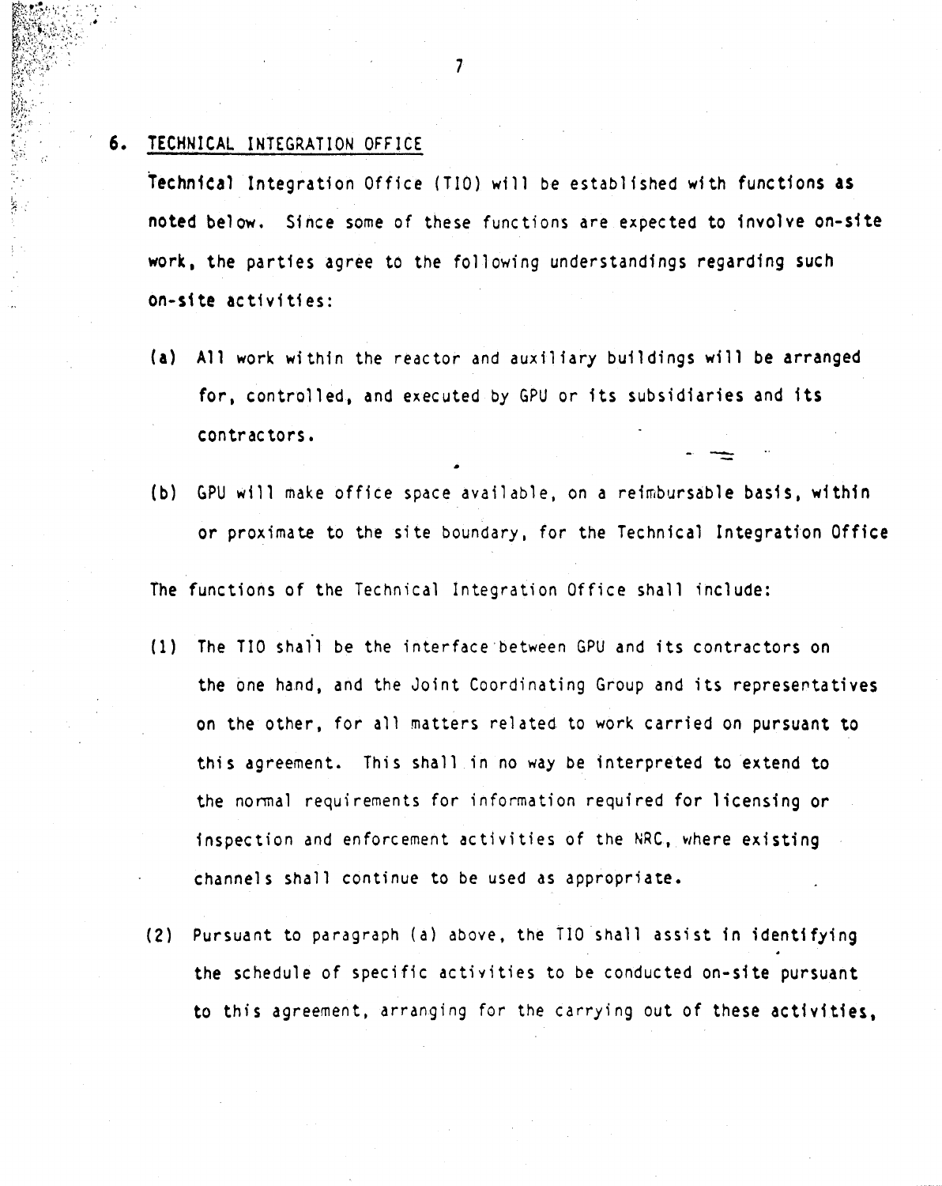## 6. TECHNICAL INTEGRATION OFFICE

Technical Integration Office (TIO) will be established with functions as noted below. Since some of these functions are expected to involve on-site work, the parties agree to the following understandings regarding such on-site activities:

(a) All work within the reactor and auxiliary buildings will be arranged for, controlled, and executed by GPU or its subsidiaries and its contractors.

(b) GPU will make office space available, on a reimbursable basis, within or proximate to the site boundary, for the Technical Integration Office

The functions of the Technical Integration Office shall include:

(1) The TIO shall be the interface between GPU and its contractors on the one hand, and the Joint Coordinating Group and its representatives on the other, for all matters related to work carried on pursuant to this agreement. This shall in no way be interpreted to extend to the normal requirements for information required for licensing or inspection and enforcement activities of the NRC, where existing channels shall continue to be used as appropriate.

(2) Pursuant to paragraph (a) above, the TIO shall assist in identifying the schedule of specific activities to be conducted on-site pursuant to this agreement, arranging for the carrying out of these activities,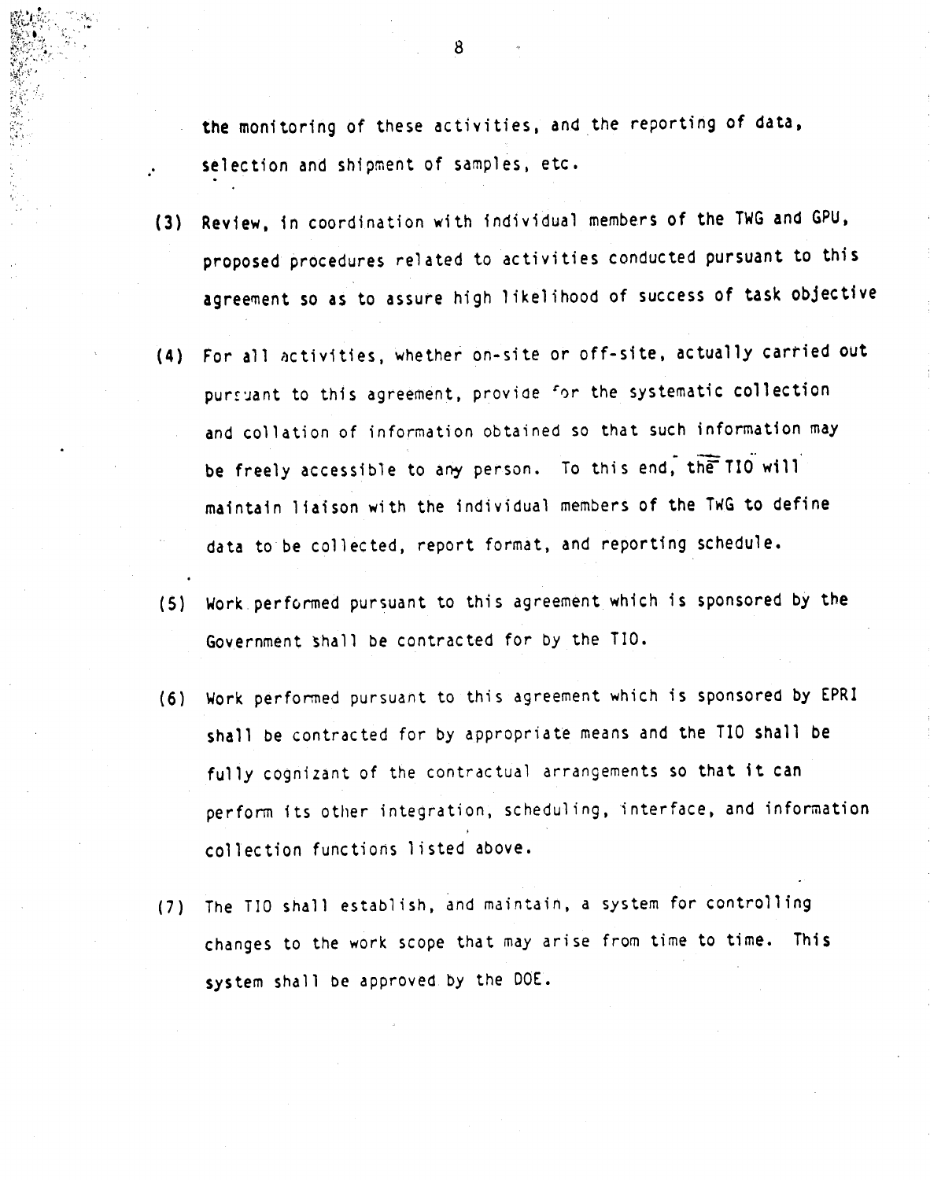the monitoring of these activities, and the reporting of data, selection and shipment of samples, etc.

(3) Review, in coordination with individual members of the TWG and GPU, proposed procedures related to activities conducted pursuant to this agreement so as to assure high likelihood of success of task objective

(4) For all activities, whether on-site or off-site, actually carried out pursuant to this agreement, provide for the systematic collection and collation of information obtained so that such information may be freely accessible to any person. To this end, the TIO will maintain liaison with the individual members of the TWG to define data to be collected, report format, and reporting schedule.

(5) Work performed pursuant to this agreement which is sponsored by the Government shall be contracted for by the TIO.

(6) Work performed pursuant to this agreement which is sponsored by EPRI shall be contracted for by appropriate means and the TIO shall be fully cognizant of the contractual arrangements so that it can perform its other integration, scheduling, interface, and information collection functions listed above.

(7) The TIO shall establish, and maintain, a system for controlling changes to the work scope that may arise from time to time. This system shall be approved by the DOE.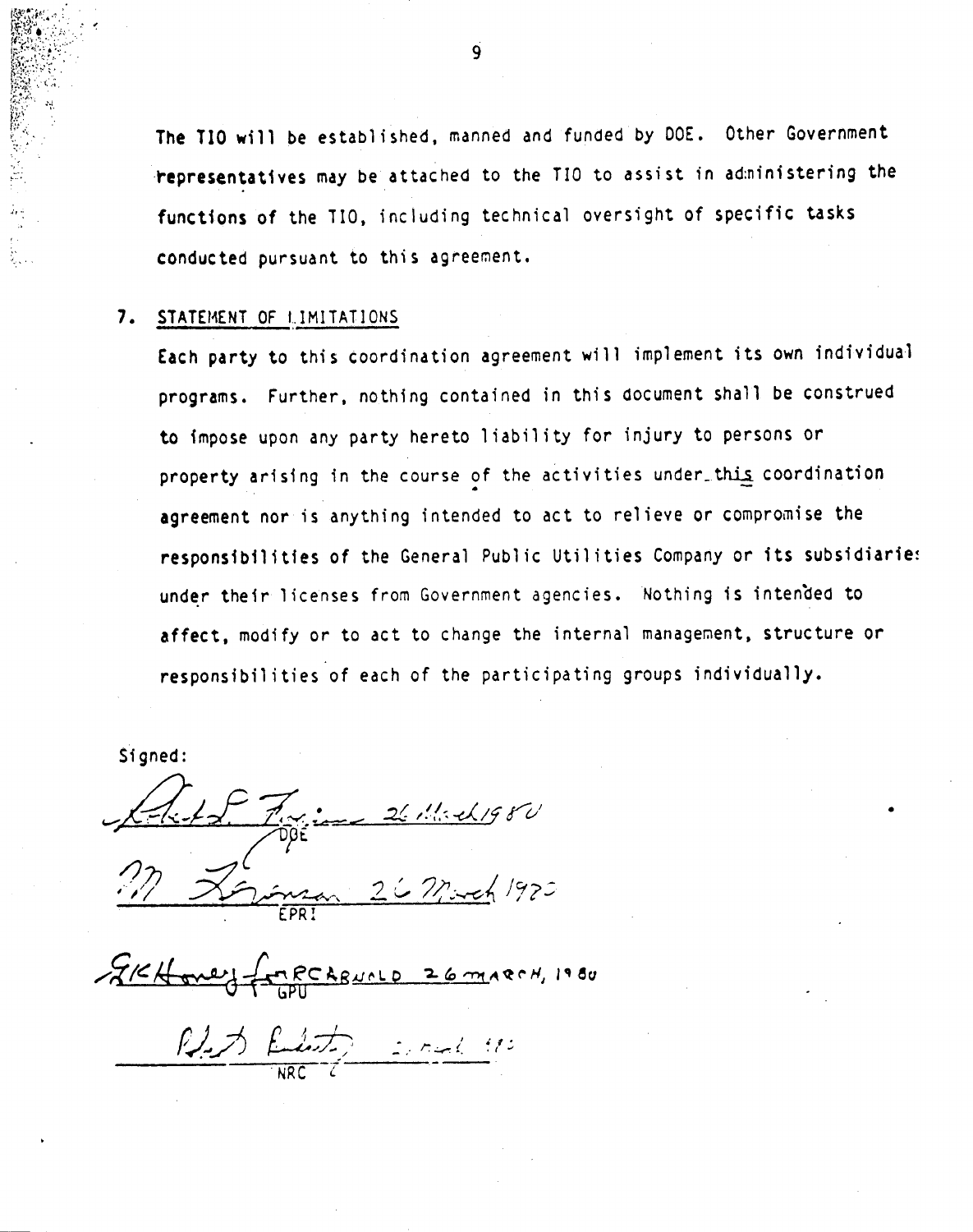The TIO will be established, manned and funded by DOE. Other Government representatives may be attached to the TIO to assist in administering the functions of the TIO, including technical oversight of specific tasks conducted pursuant to this agreement.

7. STATEMENT OF LIMITATIONS

Each party to this coordination agreement will implement its own individual programs. Further, nothing contained in this document shall be construed to impose upon any party hereto liability for injury to persons or property arising in the course of the activities under this coordination agreement nor is anything intended to act to relieve or compromise the responsibilities of the General Public Utilities Company or its subsidiaries under their licenses from Government agencies. Nothing is intended to affect, modify or to act to change the internal management, structure or responsibilities of each of the participating groups individually.

Signed:

[signature] 26 March 1980
DOE

[signature] 26 March 1980
EPRI

[signature] for RC ARNOLD 26 MARCH, 1980
GPU

[signature] [date illegible]
NRC